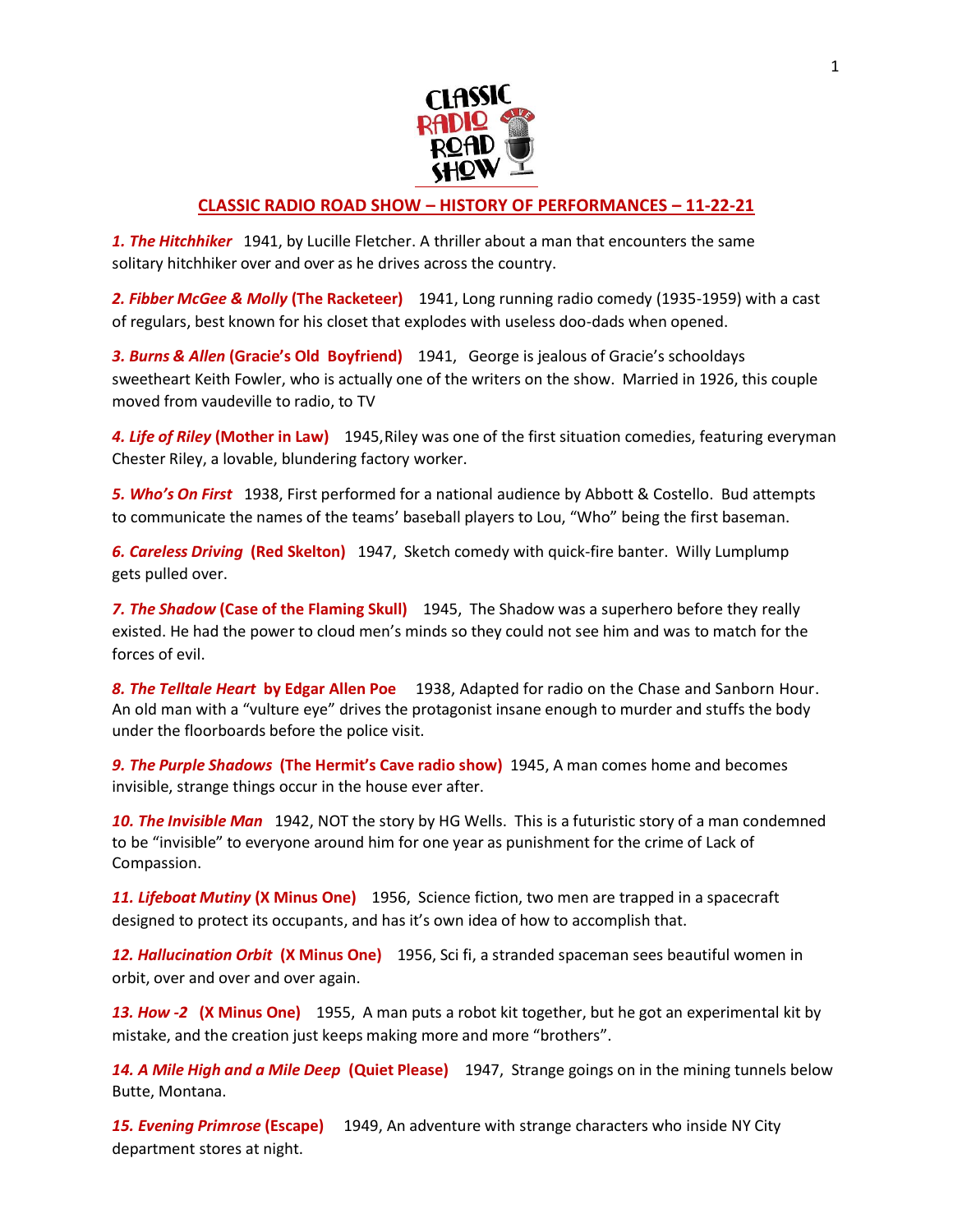## CLASSIC RADIO ROAD SHOW – HISTORY OF PERFORMANCES – 11-22-21

***1. The Hitchhiker*** 1941, by Lucille Fletcher. A thriller about a man that encounters the same solitary hitchhiker over and over as he drives across the country.

***2. Fibber McGee & Molly* (The Racketeer)** 1941, Long running radio comedy (1935-1959) with a cast of regulars, best known for his closet that explodes with useless doo-dads when opened.

***3. Burns & Allen* (Gracie's Old Boyfriend)** 1941, George is jealous of Gracie's schooldays sweetheart Keith Fowler, who is actually one of the writers on the show. Married in 1926, this couple moved from vaudeville to radio, to TV

***4. Life of Riley* (Mother in Law)** 1945, Riley was one of the first situation comedies, featuring everyman Chester Riley, a lovable, blundering factory worker.

***5. Who's On First*** 1938, First performed for a national audience by Abbott & Costello. Bud attempts to communicate the names of the teams' baseball players to Lou, "Who" being the first baseman.

***6. Careless Driving* (Red Skelton)** 1947, Sketch comedy with quick-fire banter. Willy Lumplump gets pulled over.

***7. The Shadow* (Case of the Flaming Skull)** 1945, The Shadow was a superhero before they really existed. He had the power to cloud men's minds so they could not see him and was to match for the forces of evil.

***8. The Telltale Heart* by Edgar Allen Poe** 1938, Adapted for radio on the Chase and Sanborn Hour. An old man with a "vulture eye" drives the protagonist insane enough to murder and stuffs the body under the floorboards before the police visit.

***9. The Purple Shadows* (The Hermit's Cave radio show)** 1945, A man comes home and becomes invisible, strange things occur in the house ever after.

***10. The Invisible Man*** 1942, NOT the story by HG Wells. This is a futuristic story of a man condemned to be "invisible" to everyone around him for one year as punishment for the crime of Lack of Compassion.

***11. Lifeboat Mutiny* (X Minus One)** 1956, Science fiction, two men are trapped in a spacecraft designed to protect its occupants, and has it's own idea of how to accomplish that.

***12. Hallucination Orbit* (X Minus One)** 1956, Sci fi, a stranded spaceman sees beautiful women in orbit, over and over and over again.

***13. How -2* (X Minus One)** 1955, A man puts a robot kit together, but he got an experimental kit by mistake, and the creation just keeps making more and more "brothers".

***14. A Mile High and a Mile Deep* (Quiet Please)** 1947, Strange goings on in the mining tunnels below Butte, Montana.

***15. Evening Primrose* (Escape)** 1949, An adventure with strange characters who inside NY City department stores at night.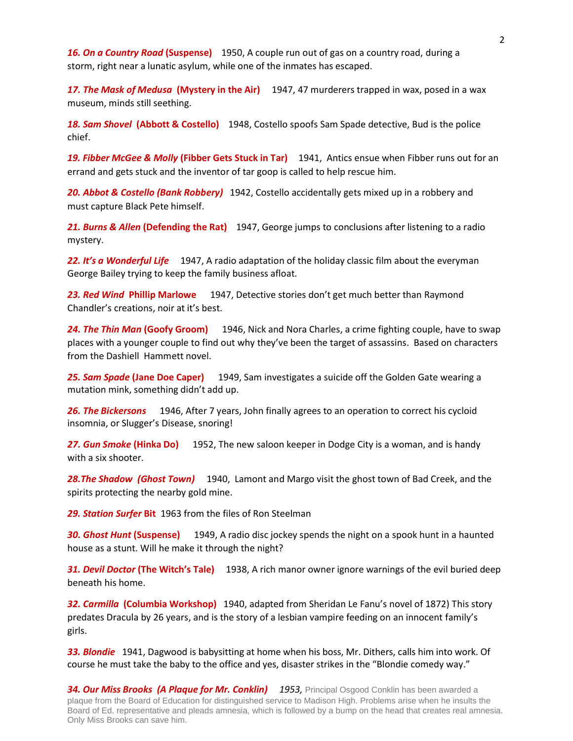***16. On a Country Road* (Suspense)** 1950, A couple run out of gas on a country road, during a storm, right near a lunatic asylum, while one of the inmates has escaped.

***17. The Mask of Medusa* (Mystery in the Air)** 1947, 47 murderers trapped in wax, posed in a wax museum, minds still seething.

***18. Sam Shovel* (Abbott & Costello)** 1948, Costello spoofs Sam Spade detective, Bud is the police chief.

***19. Fibber McGee & Molly* (Fibber Gets Stuck in Tar)** 1941, Antics ensue when Fibber runs out for an errand and gets stuck and the inventor of tar goop is called to help rescue him.

***20. Abbot & Costello (Bank Robbery)*** 1942, Costello accidentally gets mixed up in a robbery and must capture Black Pete himself.

***21. Burns & Allen* (Defending the Rat)** 1947, George jumps to conclusions after listening to a radio mystery.

***22. It's a Wonderful Life*** 1947, A radio adaptation of the holiday classic film about the everyman George Bailey trying to keep the family business afloat.

***23. Red Wind* Phillip Marlowe** 1947, Detective stories don't get much better than Raymond Chandler's creations, noir at it's best.

***24. The Thin Man* (Goofy Groom)** 1946, Nick and Nora Charles, a crime fighting couple, have to swap places with a younger couple to find out why they've been the target of assassins. Based on characters from the Dashiell Hammett novel.

***25. Sam Spade* (Jane Doe Caper)** 1949, Sam investigates a suicide off the Golden Gate wearing a mutation mink, something didn't add up.

***26. The Bickersons*** 1946, After 7 years, John finally agrees to an operation to correct his cycloid insomnia, or Slugger's Disease, snoring!

***27. Gun Smoke* (Hinka Do)** 1952, The new saloon keeper in Dodge City is a woman, and is handy with a six shooter.

***28.The Shadow (Ghost Town)*** 1940, Lamont and Margo visit the ghost town of Bad Creek, and the spirits protecting the nearby gold mine.

***29. Station Surfer* Bit** 1963 from the files of Ron Steelman

***30. Ghost Hunt* (Suspense)** 1949, A radio disc jockey spends the night on a spook hunt in a haunted house as a stunt. Will he make it through the night?

***31. Devil Doctor* (The Witch's Tale)** 1938, A rich manor owner ignore warnings of the evil buried deep beneath his home.

***32. Carmilla* (Columbia Workshop)** 1940, adapted from Sheridan Le Fanu's novel of 1872) This story predates Dracula by 26 years, and is the story of a lesbian vampire feeding on an innocent family's girls.

***33. Blondie*** 1941, Dagwood is babysitting at home when his boss, Mr. Dithers, calls him into work. Of course he must take the baby to the office and yes, disaster strikes in the "Blondie comedy way."

***34. Our Miss Brooks (A Plaque for Mr. Conklin)*** ***1953,*** Principal Osgood Conklin has been awarded a plaque from the Board of Education for distinguished service to Madison High. Problems arise when he insults the Board of Ed. representative and pleads amnesia, which is followed by a bump on the head that creates real amnesia. Only Miss Brooks can save him.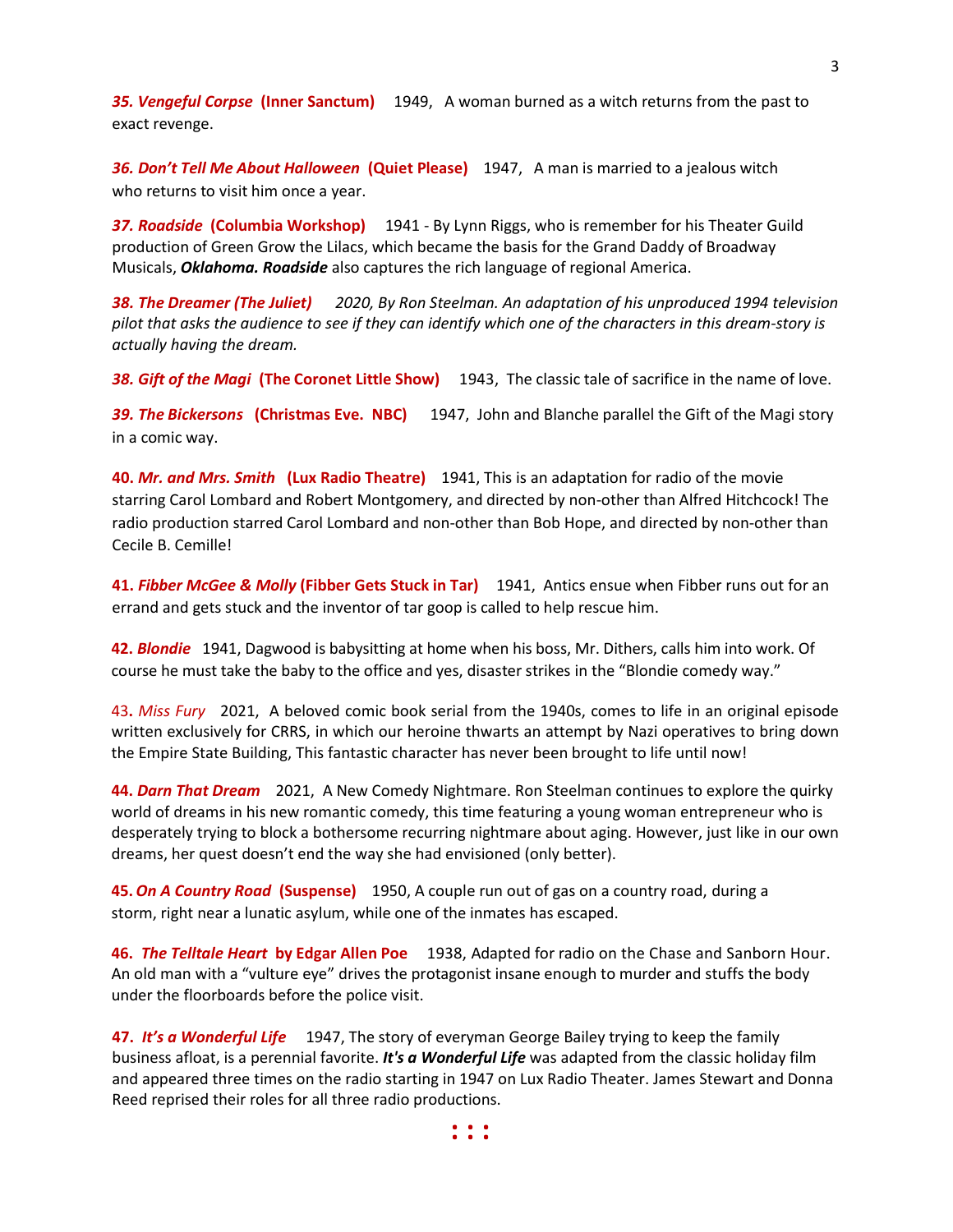***35. Vengeful Corpse* (Inner Sanctum)** 1949, A woman burned as a witch returns from the past to exact revenge.

***36. Don't Tell Me About Halloween* (Quiet Please)** 1947, A man is married to a jealous witch who returns to visit him once a year.

***37. Roadside* (Columbia Workshop)** 1941 - By Lynn Riggs, who is remember for his Theater Guild production of Green Grow the Lilacs, which became the basis for the Grand Daddy of Broadway Musicals, ***Oklahoma. Roadside*** also captures the rich language of regional America.

***38. The Dreamer (The Juliet)*** *2020, By Ron Steelman. An adaptation of his unproduced 1994 television pilot that asks the audience to see if they can identify which one of the characters in this dream-story is actually having the dream.*

***38. Gift of the Magi* (The Coronet Little Show)** 1943, The classic tale of sacrifice in the name of love.

***39. The Bickersons* (Christmas Eve. NBC)** 1947, John and Blanche parallel the Gift of the Magi story in a comic way.

**40. *Mr. and Mrs. Smith* (Lux Radio Theatre)** 1941, This is an adaptation for radio of the movie starring Carol Lombard and Robert Montgomery, and directed by non-other than Alfred Hitchcock! The radio production starred Carol Lombard and non-other than Bob Hope, and directed by non-other than Cecile B. Cemille!

**41. *Fibber McGee & Molly* (Fibber Gets Stuck in Tar)** 1941, Antics ensue when Fibber runs out for an errand and gets stuck and the inventor of tar goop is called to help rescue him.

**42. *Blondie*** 1941, Dagwood is babysitting at home when his boss, Mr. Dithers, calls him into work. Of course he must take the baby to the office and yes, disaster strikes in the "Blondie comedy way."

43**.** *Miss Fury* 2021, A beloved comic book serial from the 1940s, comes to life in an original episode written exclusively for CRRS, in which our heroine thwarts an attempt by Nazi operatives to bring down the Empire State Building, This fantastic character has never been brought to life until now!

**44. *Darn That Dream*** 2021, A New Comedy Nightmare. Ron Steelman continues to explore the quirky world of dreams in his new romantic comedy, this time featuring a young woman entrepreneur who is desperately trying to block a bothersome recurring nightmare about aging. However, just like in our own dreams, her quest doesn't end the way she had envisioned (only better).

**45. *On A Country Road* (Suspense)** 1950, A couple run out of gas on a country road, during a storm, right near a lunatic asylum, while one of the inmates has escaped.

**46. *The Telltale Heart* by Edgar Allen Poe** 1938, Adapted for radio on the Chase and Sanborn Hour. An old man with a "vulture eye" drives the protagonist insane enough to murder and stuffs the body under the floorboards before the police visit.

**47. *It's a Wonderful Life*** 1947, The story of everyman George Bailey trying to keep the family business afloat, is a perennial favorite. ***It's a Wonderful Life*** was adapted from the classic holiday film and appeared three times on the radio starting in 1947 on Lux Radio Theater. James Stewart and Donna Reed reprised their roles for all three radio productions.